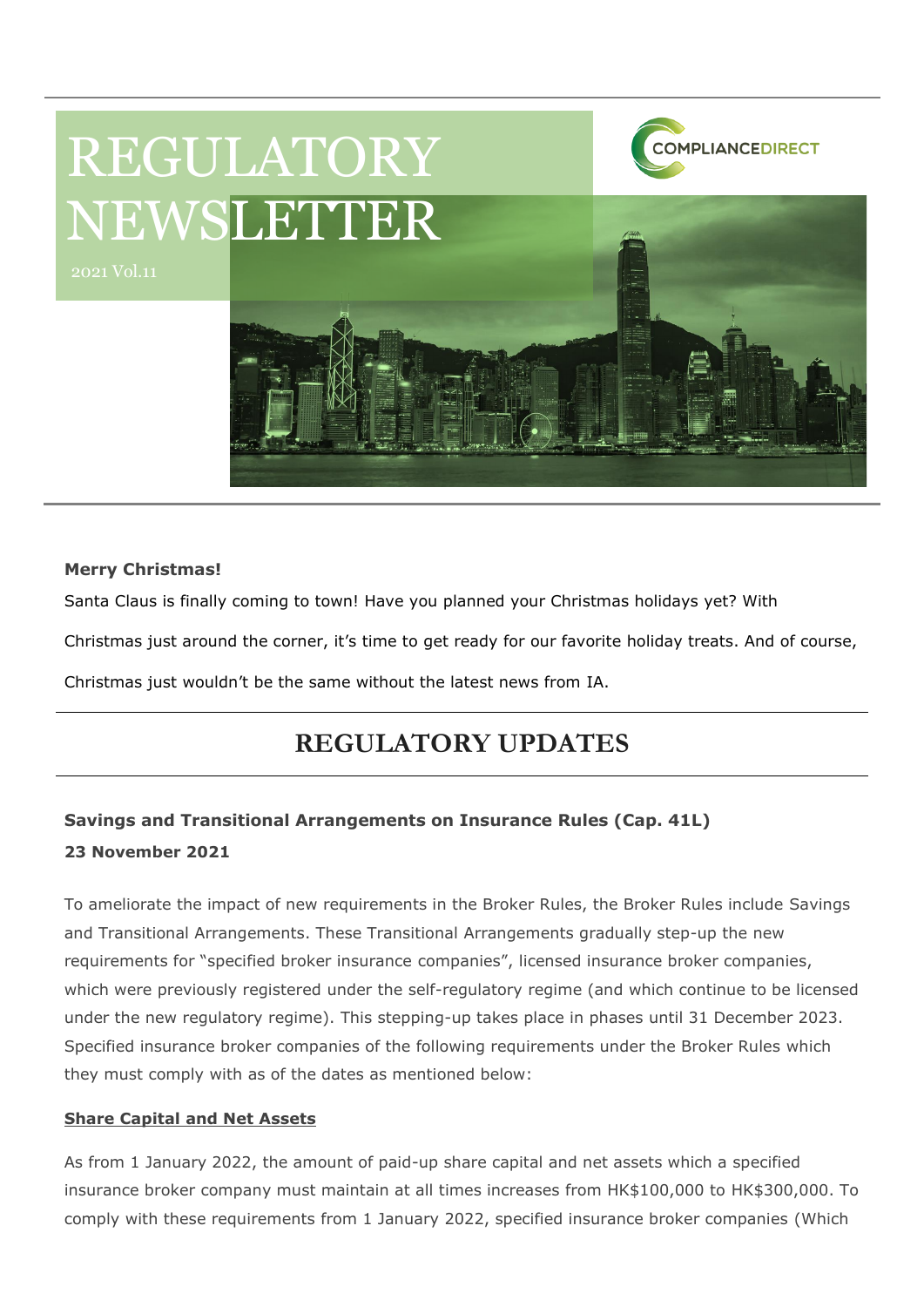# REGULATORY NEWSLETTER

2021 Vol.11

COMPLIANCEDIRECT

**Merry Christmas!**

Santa Claus is finally coming to town! Have you planned your Christmas holidays yet? With Christmas just around the corner, it's time to get ready for our favorite holiday treats. And of course, Christmas just wouldn't be the same without the latest news from IA.

## REGULATORY UPDATES

### Savings and Transitional Arrangements on Insurance Rules (Cap. 41L)

**23 November 2021**

To ameliorate the impact of new requirements in the Broker Rules, the Broker Rules include Savings and Transitional Arrangements. These Transitional Arrangements gradually step-up the new requirements for "specified broker insurance companies", licensed insurance broker companies, which were previously registered under the self-regulatory regime (and which continue to be licensed under the new regulatory regime). This stepping-up takes place in phases until 31 December 2023. Specified insurance broker companies of the following requirements under the Broker Rules which they must comply with as of the dates as mentioned below:

**Share Capital and Net Assets**

As from 1 January 2022, the amount of paid-up share capital and net assets which a specified insurance broker company must maintain at all times increases from HK$100,000 to HK$300,000. To comply with these requirements from 1 January 2022, specified insurance broker companies (Which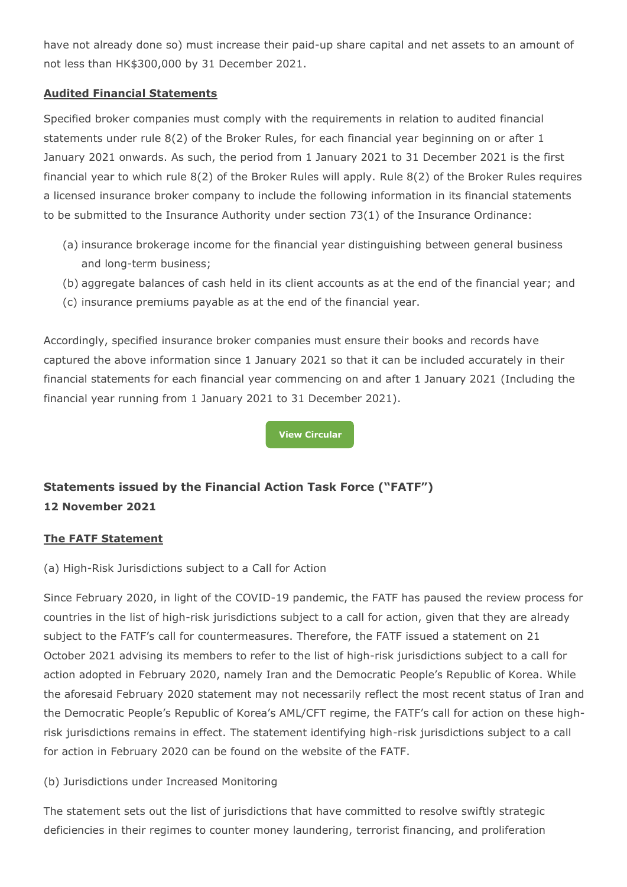have not already done so) must increase their paid-up share capital and net assets to an amount of not less than HK$300,000 by 31 December 2021.

**Audited Financial Statements**

Specified broker companies must comply with the requirements in relation to audited financial statements under rule 8(2) of the Broker Rules, for each financial year beginning on or after 1 January 2021 onwards. As such, the period from 1 January 2021 to 31 December 2021 is the first financial year to which rule 8(2) of the Broker Rules will apply. Rule 8(2) of the Broker Rules requires a licensed insurance broker company to include the following information in its financial statements to be submitted to the Insurance Authority under section 73(1) of the Insurance Ordinance:

(a) insurance brokerage income for the financial year distinguishing between general business and long-term business;
(b) aggregate balances of cash held in its client accounts as at the end of the financial year; and
(c) insurance premiums payable as at the end of the financial year.

Accordingly, specified insurance broker companies must ensure their books and records have captured the above information since 1 January 2021 so that it can be included accurately in their financial statements for each financial year commencing on and after 1 January 2021 (Including the financial year running from 1 January 2021 to 31 December 2021).

View Circular

### Statements issued by the Financial Action Task Force ("FATF")
**12 November 2021**

**The FATF Statement**

(a) High-Risk Jurisdictions subject to a Call for Action

Since February 2020, in light of the COVID-19 pandemic, the FATF has paused the review process for countries in the list of high-risk jurisdictions subject to a call for action, given that they are already subject to the FATF's call for countermeasures. Therefore, the FATF issued a statement on 21 October 2021 advising its members to refer to the list of high-risk jurisdictions subject to a call for action adopted in February 2020, namely Iran and the Democratic People's Republic of Korea. While the aforesaid February 2020 statement may not necessarily reflect the most recent status of Iran and the Democratic People's Republic of Korea's AML/CFT regime, the FATF's call for action on these high-risk jurisdictions remains in effect. The statement identifying high-risk jurisdictions subject to a call for action in February 2020 can be found on the website of the FATF.

(b) Jurisdictions under Increased Monitoring

The statement sets out the list of jurisdictions that have committed to resolve swiftly strategic deficiencies in their regimes to counter money laundering, terrorist financing, and proliferation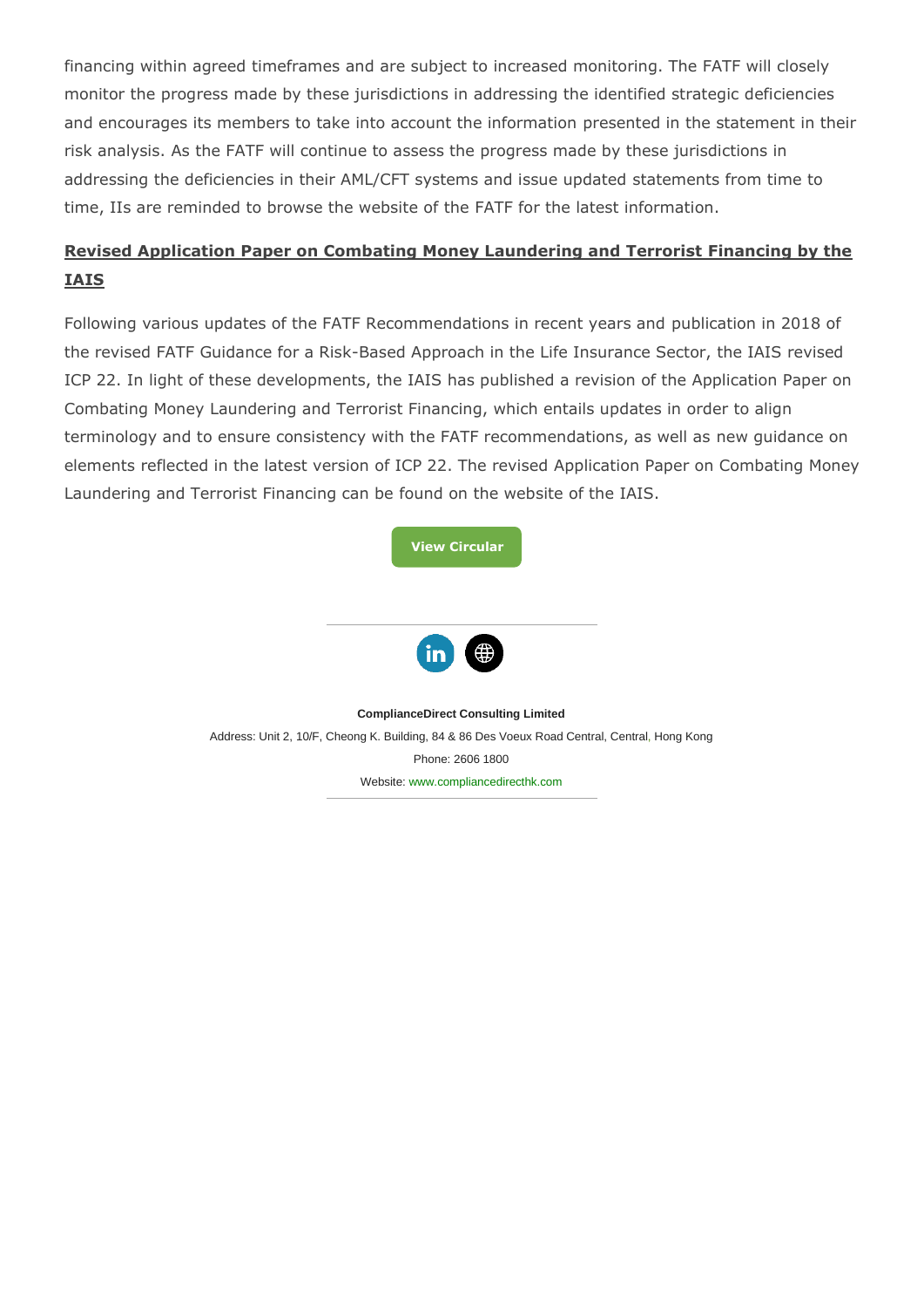financing within agreed timeframes and are subject to increased monitoring. The FATF will closely monitor the progress made by these jurisdictions in addressing the identified strategic deficiencies and encourages its members to take into account the information presented in the statement in their risk analysis. As the FATF will continue to assess the progress made by these jurisdictions in addressing the deficiencies in their AML/CFT systems and issue updated statements from time to time, IIs are reminded to browse the website of the FATF for the latest information.

**Revised Application Paper on Combating Money Laundering and Terrorist Financing by the IAIS**

Following various updates of the FATF Recommendations in recent years and publication in 2018 of the revised FATF Guidance for a Risk-Based Approach in the Life Insurance Sector, the IAIS revised ICP 22. In light of these developments, the IAIS has published a revision of the Application Paper on Combating Money Laundering and Terrorist Financing, which entails updates in order to align terminology and to ensure consistency with the FATF recommendations, as well as new guidance on elements reflected in the latest version of ICP 22. The revised Application Paper on Combating Money Laundering and Terrorist Financing can be found on the website of the IAIS.

View Circular

---

**ComplianceDirect Consulting Limited**

Address: Unit 2, 10/F, Cheong K. Building, 84 & 86 Des Voeux Road Central, Central, Hong Kong

Phone: 2606 1800

Website: www.compliancedirecthk.com